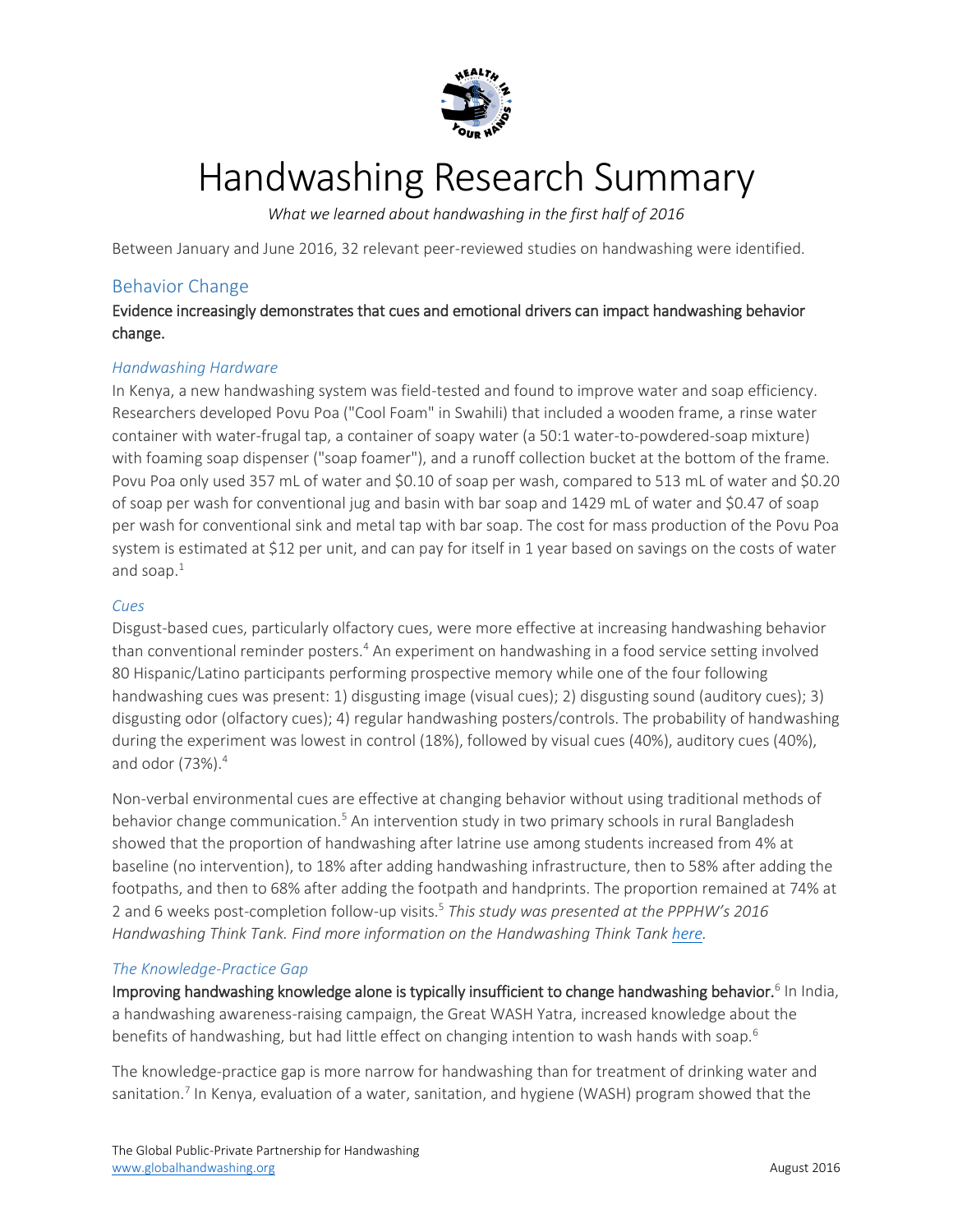# Handwashing Research Summary

*What we learned about handwashing in the first half of 2016*

Between January and June 2016, 32 relevant peer-reviewed studies on handwashing were identified.

## Behavior Change

**Evidence increasingly demonstrates that cues and emotional drivers can impact handwashing behavior change.**

### *Handwashing Hardware*

In Kenya, a new handwashing system was field-tested and found to improve water and soap efficiency. Researchers developed Povu Poa ("Cool Foam" in Swahili) that included a wooden frame, a rinse water container with water-frugal tap, a container of soapy water (a 50:1 water-to-powdered-soap mixture) with foaming soap dispenser ("soap foamer"), and a runoff collection bucket at the bottom of the frame. Povu Poa only used 357 mL of water and $0.10 of soap per wash, compared to 513 mL of water and $0.20 of soap per wash for conventional jug and basin with bar soap and 1429 mL of water and $0.47 of soap per wash for conventional sink and metal tap with bar soap. The cost for mass production of the Povu Poa system is estimated at $12 per unit, and can pay for itself in 1 year based on savings on the costs of water and soap.[1]

### *Cues*

Disgust-based cues, particularly olfactory cues, were more effective at increasing handwashing behavior than conventional reminder posters.[4] An experiment on handwashing in a food service setting involved 80 Hispanic/Latino participants performing prospective memory while one of the four following handwashing cues was present: 1) disgusting image (visual cues); 2) disgusting sound (auditory cues); 3) disgusting odor (olfactory cues); 4) regular handwashing posters/controls. The probability of handwashing during the experiment was lowest in control (18%), followed by visual cues (40%), auditory cues (40%), and odor (73%).[4]

Non-verbal environmental cues are effective at changing behavior without using traditional methods of behavior change communication.[5] An intervention study in two primary schools in rural Bangladesh showed that the proportion of handwashing after latrine use among students increased from 4% at baseline (no intervention), to 18% after adding handwashing infrastructure, then to 58% after adding the footpaths, and then to 68% after adding the footpath and handprints. The proportion remained at 74% at 2 and 6 weeks post-completion follow-up visits.[5] *This study was presented at the PPPHW's 2016 Handwashing Think Tank. Find more information on the Handwashing Think Tank here.*

### *The Knowledge-Practice Gap*

**Improving handwashing knowledge alone is typically insufficient to change handwashing behavior.**[6] In India, a handwashing awareness-raising campaign, the Great WASH Yatra, increased knowledge about the benefits of handwashing, but had little effect on changing intention to wash hands with soap.[6]

The knowledge-practice gap is more narrow for handwashing than for treatment of drinking water and sanitation.[7] In Kenya, evaluation of a water, sanitation, and hygiene (WASH) program showed that the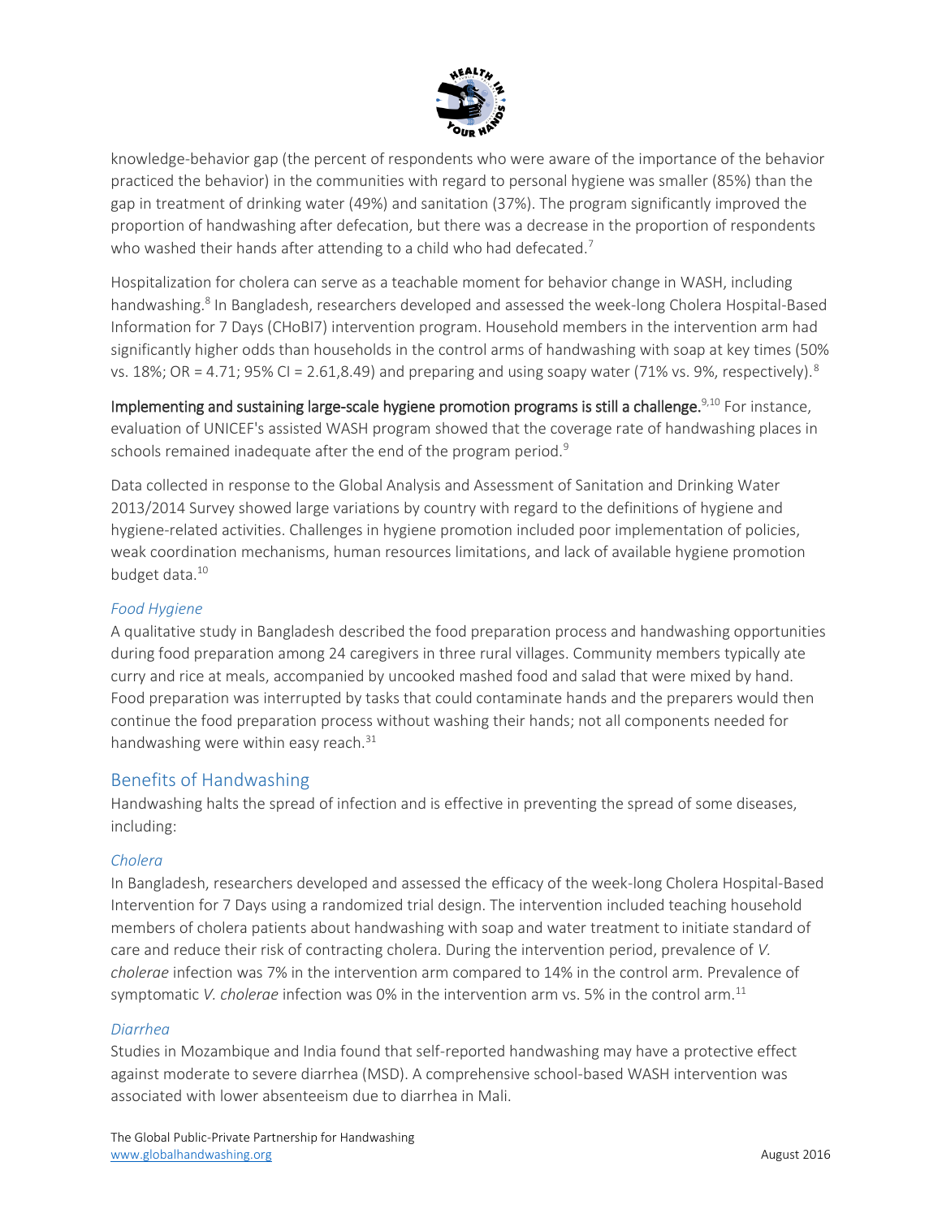knowledge-behavior gap (the percent of respondents who were aware of the importance of the behavior practiced the behavior) in the communities with regard to personal hygiene was smaller (85%) than the gap in treatment of drinking water (49%) and sanitation (37%). The program significantly improved the proportion of handwashing after defecation, but there was a decrease in the proportion of respondents who washed their hands after attending to a child who had defecated.[7]

Hospitalization for cholera can serve as a teachable moment for behavior change in WASH, including handwashing.[8] In Bangladesh, researchers developed and assessed the week-long Cholera Hospital-Based Information for 7 Days (CHoBI7) intervention program. Household members in the intervention arm had significantly higher odds than households in the control arms of handwashing with soap at key times (50% vs. 18%; OR = 4.71; 95% CI = 2.61,8.49) and preparing and using soapy water (71% vs. 9%, respectively).[8]

**Implementing and sustaining large-scale hygiene promotion programs is still a challenge.**[9,10] For instance, evaluation of UNICEF's assisted WASH program showed that the coverage rate of handwashing places in schools remained inadequate after the end of the program period.[9]

Data collected in response to the Global Analysis and Assessment of Sanitation and Drinking Water 2013/2014 Survey showed large variations by country with regard to the definitions of hygiene and hygiene-related activities. Challenges in hygiene promotion included poor implementation of policies, weak coordination mechanisms, human resources limitations, and lack of available hygiene promotion budget data.[10]

### *Food Hygiene*

A qualitative study in Bangladesh described the food preparation process and handwashing opportunities during food preparation among 24 caregivers in three rural villages. Community members typically ate curry and rice at meals, accompanied by uncooked mashed food and salad that were mixed by hand. Food preparation was interrupted by tasks that could contaminate hands and the preparers would then continue the food preparation process without washing their hands; not all components needed for handwashing were within easy reach.[31]

## Benefits of Handwashing

Handwashing halts the spread of infection and is effective in preventing the spread of some diseases, including:

### *Cholera*

In Bangladesh, researchers developed and assessed the efficacy of the week-long Cholera Hospital-Based Intervention for 7 Days using a randomized trial design. The intervention included teaching household members of cholera patients about handwashing with soap and water treatment to initiate standard of care and reduce their risk of contracting cholera. During the intervention period, prevalence of *V. cholerae* infection was 7% in the intervention arm compared to 14% in the control arm. Prevalence of symptomatic *V. cholerae* infection was 0% in the intervention arm vs. 5% in the control arm.[11]

### *Diarrhea*

Studies in Mozambique and India found that self-reported handwashing may have a protective effect against moderate to severe diarrhea (MSD). A comprehensive school-based WASH intervention was associated with lower absenteeism due to diarrhea in Mali.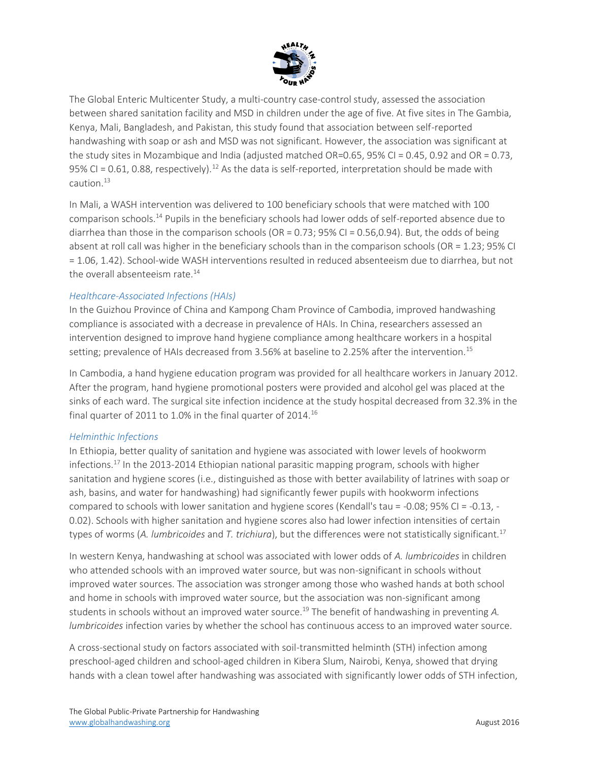The Global Enteric Multicenter Study, a multi-country case-control study, assessed the association between shared sanitation facility and MSD in children under the age of five. At five sites in The Gambia, Kenya, Mali, Bangladesh, and Pakistan, this study found that association between self-reported handwashing with soap or ash and MSD was not significant. However, the association was significant at the study sites in Mozambique and India (adjusted matched OR=0.65, 95% CI = 0.45, 0.92 and OR = 0.73, 95% CI = 0.61, 0.88, respectively).[12] As the data is self-reported, interpretation should be made with caution.[13]

In Mali, a WASH intervention was delivered to 100 beneficiary schools that were matched with 100 comparison schools.[14] Pupils in the beneficiary schools had lower odds of self-reported absence due to diarrhea than those in the comparison schools (OR = 0.73; 95% CI = 0.56,0.94). But, the odds of being absent at roll call was higher in the beneficiary schools than in the comparison schools (OR = 1.23; 95% CI = 1.06, 1.42). School-wide WASH interventions resulted in reduced absenteeism due to diarrhea, but not the overall absenteeism rate.[14]

### *Healthcare-Associated Infections (HAIs)*

In the Guizhou Province of China and Kampong Cham Province of Cambodia, improved handwashing compliance is associated with a decrease in prevalence of HAIs. In China, researchers assessed an intervention designed to improve hand hygiene compliance among healthcare workers in a hospital setting; prevalence of HAIs decreased from 3.56% at baseline to 2.25% after the intervention.[15]

In Cambodia, a hand hygiene education program was provided for all healthcare workers in January 2012. After the program, hand hygiene promotional posters were provided and alcohol gel was placed at the sinks of each ward. The surgical site infection incidence at the study hospital decreased from 32.3% in the final quarter of 2011 to 1.0% in the final quarter of 2014.[16]

### *Helminthic Infections*

In Ethiopia, better quality of sanitation and hygiene was associated with lower levels of hookworm infections.[17] In the 2013-2014 Ethiopian national parasitic mapping program, schools with higher sanitation and hygiene scores (i.e., distinguished as those with better availability of latrines with soap or ash, basins, and water for handwashing) had significantly fewer pupils with hookworm infections compared to schools with lower sanitation and hygiene scores (Kendall's tau = -0.08; 95% CI = -0.13, -0.02). Schools with higher sanitation and hygiene scores also had lower infection intensities of certain types of worms (*A. lumbricoides* and *T. trichiura*), but the differences were not statistically significant.[17]

In western Kenya, handwashing at school was associated with lower odds of *A. lumbricoides* in children who attended schools with an improved water source, but was non-significant in schools without improved water sources. The association was stronger among those who washed hands at both school and home in schools with improved water source, but the association was non-significant among students in schools without an improved water source.[19] The benefit of handwashing in preventing *A. lumbricoides* infection varies by whether the school has continuous access to an improved water source.

A cross-sectional study on factors associated with soil-transmitted helminth (STH) infection among preschool-aged children and school-aged children in Kibera Slum, Nairobi, Kenya, showed that drying hands with a clean towel after handwashing was associated with significantly lower odds of STH infection,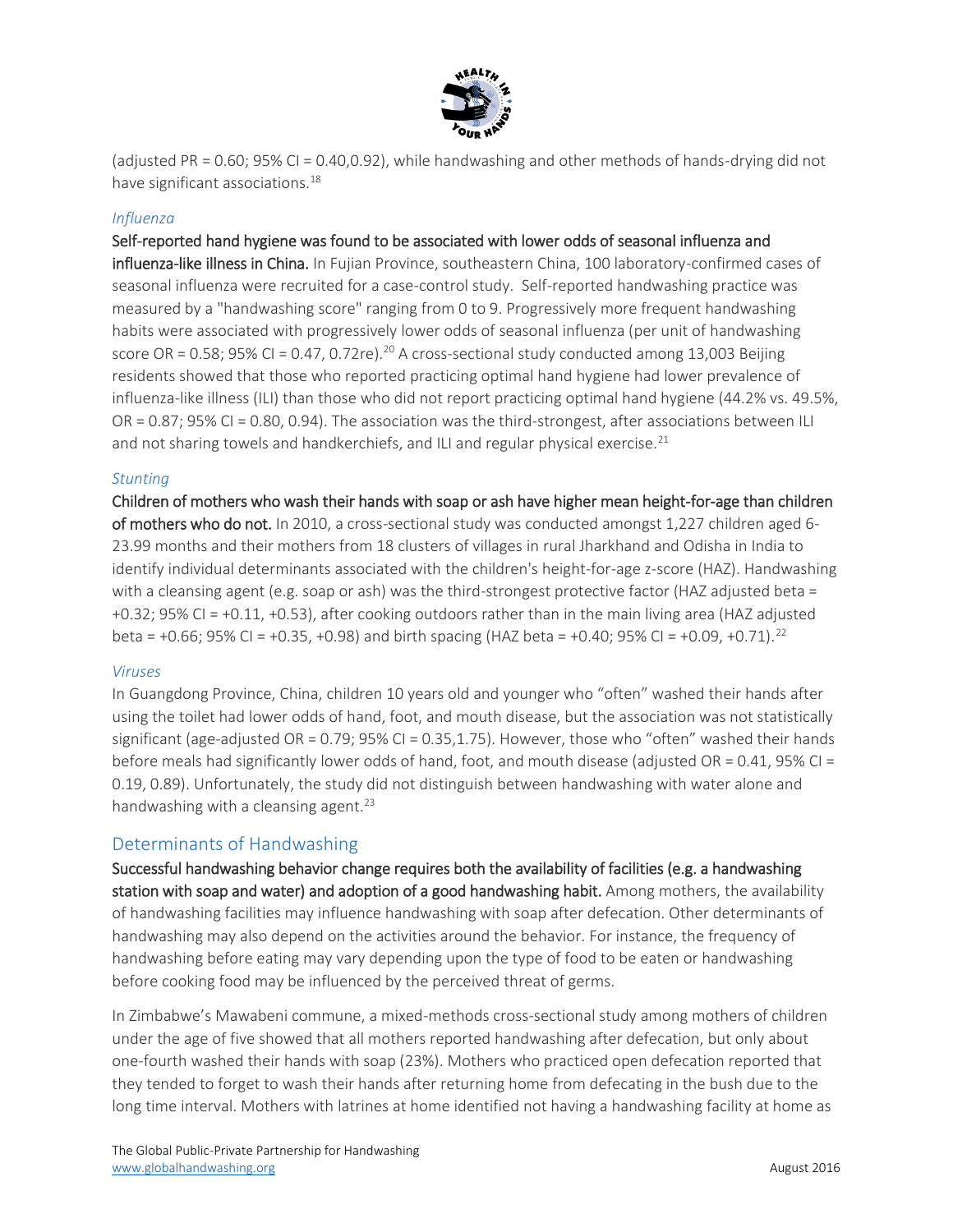(adjusted PR = 0.60; 95% CI = 0.40,0.92), while handwashing and other methods of hands-drying did not have significant associations.[18]

### *Influenza*

**Self-reported hand hygiene was found to be associated with lower odds of seasonal influenza and influenza-like illness in China.** In Fujian Province, southeastern China, 100 laboratory-confirmed cases of seasonal influenza were recruited for a case-control study. Self-reported handwashing practice was measured by a "handwashing score" ranging from 0 to 9. Progressively more frequent handwashing habits were associated with progressively lower odds of seasonal influenza (per unit of handwashing score OR = 0.58; 95% CI = 0.47, 0.72re).[20] A cross-sectional study conducted among 13,003 Beijing residents showed that those who reported practicing optimal hand hygiene had lower prevalence of influenza-like illness (ILI) than those who did not report practicing optimal hand hygiene (44.2% vs. 49.5%, OR = 0.87; 95% CI = 0.80, 0.94). The association was the third-strongest, after associations between ILI and not sharing towels and handkerchiefs, and ILI and regular physical exercise.[21]

### *Stunting*

**Children of mothers who wash their hands with soap or ash have higher mean height-for-age than children of mothers who do not.** In 2010, a cross-sectional study was conducted amongst 1,227 children aged 6-23.99 months and their mothers from 18 clusters of villages in rural Jharkhand and Odisha in India to identify individual determinants associated with the children's height-for-age z-score (HAZ). Handwashing with a cleansing agent (e.g. soap or ash) was the third-strongest protective factor (HAZ adjusted beta = +0.32; 95% CI = +0.11, +0.53), after cooking outdoors rather than in the main living area (HAZ adjusted beta = +0.66; 95% CI = +0.35, +0.98) and birth spacing (HAZ beta = +0.40; 95% CI = +0.09, +0.71).[22]

### *Viruses*

In Guangdong Province, China, children 10 years old and younger who "often" washed their hands after using the toilet had lower odds of hand, foot, and mouth disease, but the association was not statistically significant (age-adjusted OR = 0.79; 95% CI = 0.35,1.75). However, those who "often" washed their hands before meals had significantly lower odds of hand, foot, and mouth disease (adjusted OR = 0.41, 95% CI = 0.19, 0.89). Unfortunately, the study did not distinguish between handwashing with water alone and handwashing with a cleansing agent.[23]

## Determinants of Handwashing

**Successful handwashing behavior change requires both the availability of facilities (e.g. a handwashing station with soap and water) and adoption of a good handwashing habit.** Among mothers, the availability of handwashing facilities may influence handwashing with soap after defecation. Other determinants of handwashing may also depend on the activities around the behavior. For instance, the frequency of handwashing before eating may vary depending upon the type of food to be eaten or handwashing before cooking food may be influenced by the perceived threat of germs.

In Zimbabwe's Mawabeni commune, a mixed-methods cross-sectional study among mothers of children under the age of five showed that all mothers reported handwashing after defecation, but only about one-fourth washed their hands with soap (23%). Mothers who practiced open defecation reported that they tended to forget to wash their hands after returning home from defecating in the bush due to the long time interval. Mothers with latrines at home identified not having a handwashing facility at home as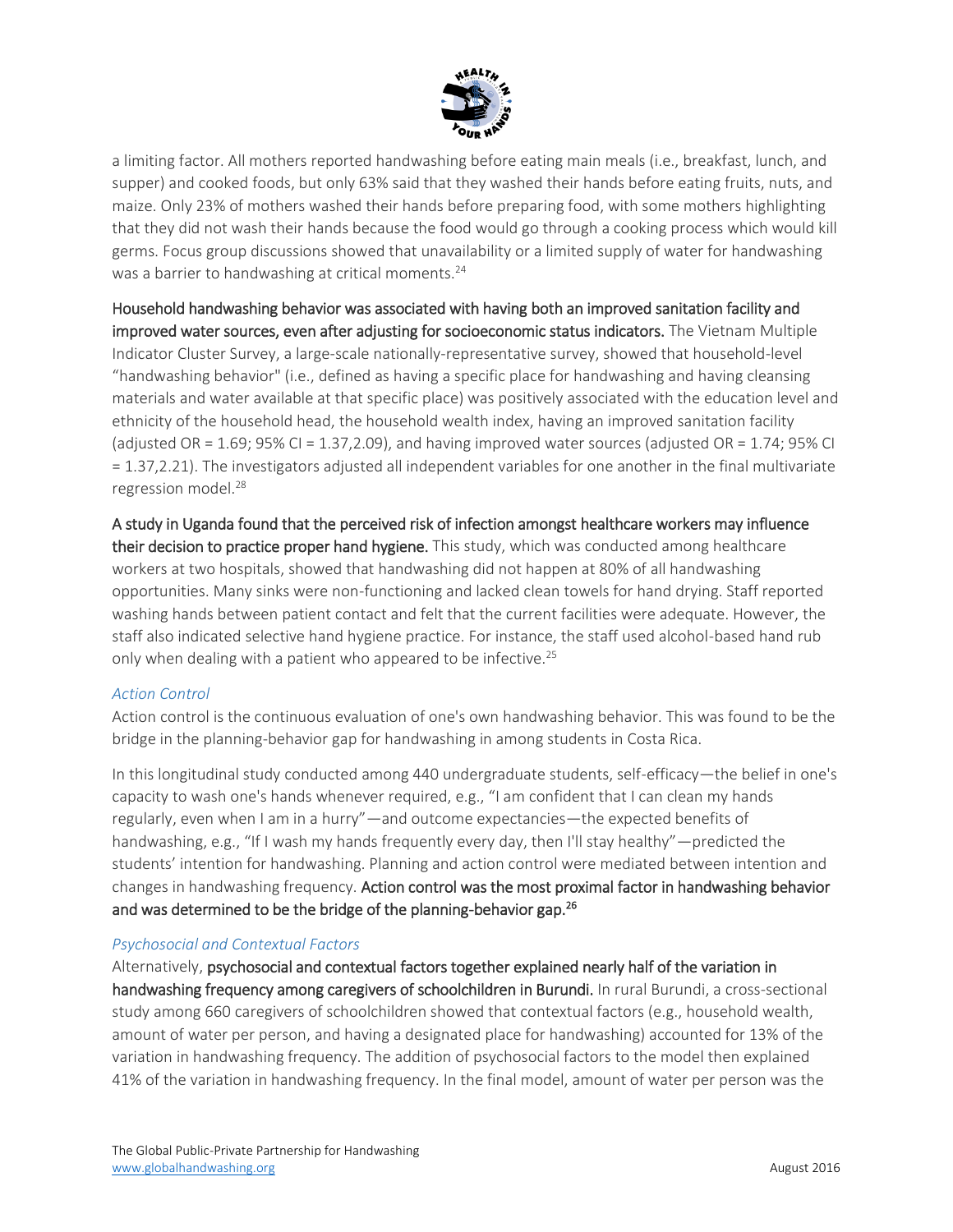a limiting factor. All mothers reported handwashing before eating main meals (i.e., breakfast, lunch, and supper) and cooked foods, but only 63% said that they washed their hands before eating fruits, nuts, and maize. Only 23% of mothers washed their hands before preparing food, with some mothers highlighting that they did not wash their hands because the food would go through a cooking process which would kill germs. Focus group discussions showed that unavailability or a limited supply of water for handwashing was a barrier to handwashing at critical moments.[24]

**Household handwashing behavior was associated with having both an improved sanitation facility and improved water sources, even after adjusting for socioeconomic status indicators.** The Vietnam Multiple Indicator Cluster Survey, a large-scale nationally-representative survey, showed that household-level "handwashing behavior" (i.e., defined as having a specific place for handwashing and having cleansing materials and water available at that specific place) was positively associated with the education level and ethnicity of the household head, the household wealth index, having an improved sanitation facility (adjusted OR = 1.69; 95% CI = 1.37,2.09), and having improved water sources (adjusted OR = 1.74; 95% CI = 1.37,2.21). The investigators adjusted all independent variables for one another in the final multivariate regression model.[28]

**A study in Uganda found that the perceived risk of infection amongst healthcare workers may influence their decision to practice proper hand hygiene.** This study, which was conducted among healthcare workers at two hospitals, showed that handwashing did not happen at 80% of all handwashing opportunities. Many sinks were non-functioning and lacked clean towels for hand drying. Staff reported washing hands between patient contact and felt that the current facilities were adequate. However, the staff also indicated selective hand hygiene practice. For instance, the staff used alcohol-based hand rub only when dealing with a patient who appeared to be infective.[25]

### *Action Control*

Action control is the continuous evaluation of one's own handwashing behavior. This was found to be the bridge in the planning-behavior gap for handwashing in among students in Costa Rica.

In this longitudinal study conducted among 440 undergraduate students, self-efficacy—the belief in one's capacity to wash one's hands whenever required, e.g., "I am confident that I can clean my hands regularly, even when I am in a hurry"—and outcome expectancies—the expected benefits of handwashing, e.g., "If I wash my hands frequently every day, then I'll stay healthy"—predicted the students' intention for handwashing. Planning and action control were mediated between intention and changes in handwashing frequency. **Action control was the most proximal factor in handwashing behavior and was determined to be the bridge of the planning-behavior gap.[26]**

### *Psychosocial and Contextual Factors*

Alternatively, **psychosocial and contextual factors together explained nearly half of the variation in handwashing frequency among caregivers of schoolchildren in Burundi.** In rural Burundi, a cross-sectional study among 660 caregivers of schoolchildren showed that contextual factors (e.g., household wealth, amount of water per person, and having a designated place for handwashing) accounted for 13% of the variation in handwashing frequency. The addition of psychosocial factors to the model then explained 41% of the variation in handwashing frequency. In the final model, amount of water per person was the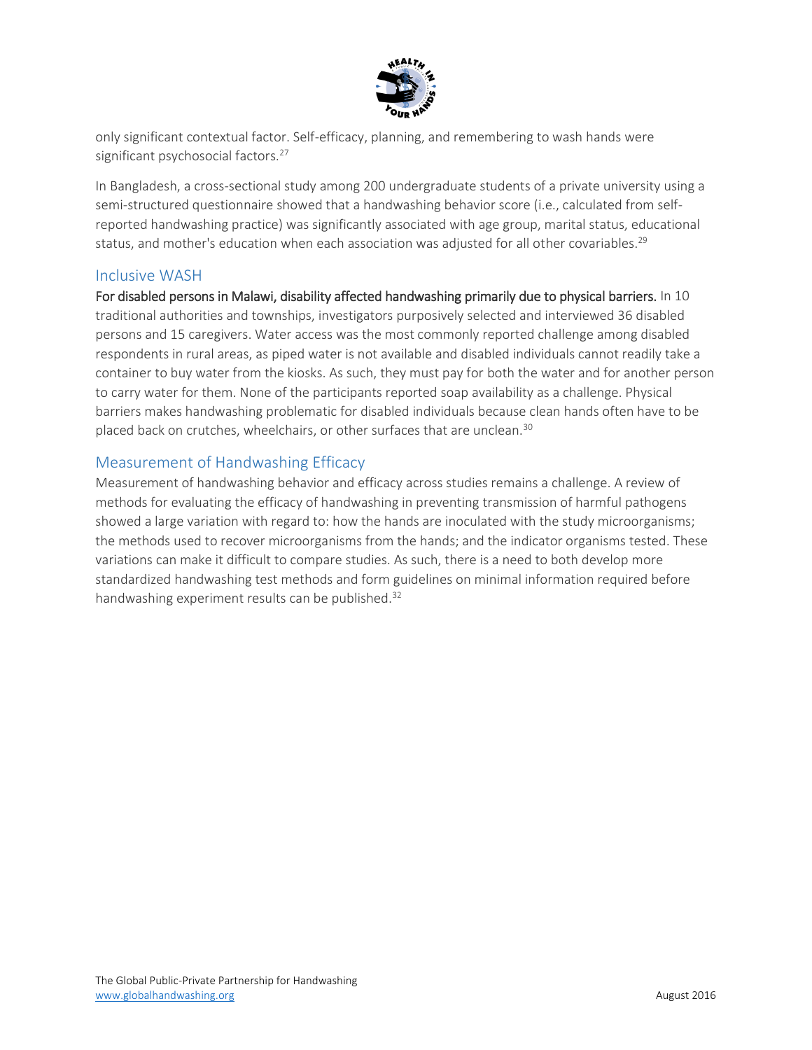only significant contextual factor. Self-efficacy, planning, and remembering to wash hands were significant psychosocial factors.[27]

In Bangladesh, a cross-sectional study among 200 undergraduate students of a private university using a semi-structured questionnaire showed that a handwashing behavior score (i.e., calculated from self-reported handwashing practice) was significantly associated with age group, marital status, educational status, and mother's education when each association was adjusted for all other covariables.[29]

## Inclusive WASH

**For disabled persons in Malawi, disability affected handwashing primarily due to physical barriers.** In 10 traditional authorities and townships, investigators purposively selected and interviewed 36 disabled persons and 15 caregivers. Water access was the most commonly reported challenge among disabled respondents in rural areas, as piped water is not available and disabled individuals cannot readily take a container to buy water from the kiosks. As such, they must pay for both the water and for another person to carry water for them. None of the participants reported soap availability as a challenge. Physical barriers makes handwashing problematic for disabled individuals because clean hands often have to be placed back on crutches, wheelchairs, or other surfaces that are unclean.[30]

## Measurement of Handwashing Efficacy

Measurement of handwashing behavior and efficacy across studies remains a challenge. A review of methods for evaluating the efficacy of handwashing in preventing transmission of harmful pathogens showed a large variation with regard to: how the hands are inoculated with the study microorganisms; the methods used to recover microorganisms from the hands; and the indicator organisms tested. These variations can make it difficult to compare studies. As such, there is a need to both develop more standardized handwashing test methods and form guidelines on minimal information required before handwashing experiment results can be published.[32]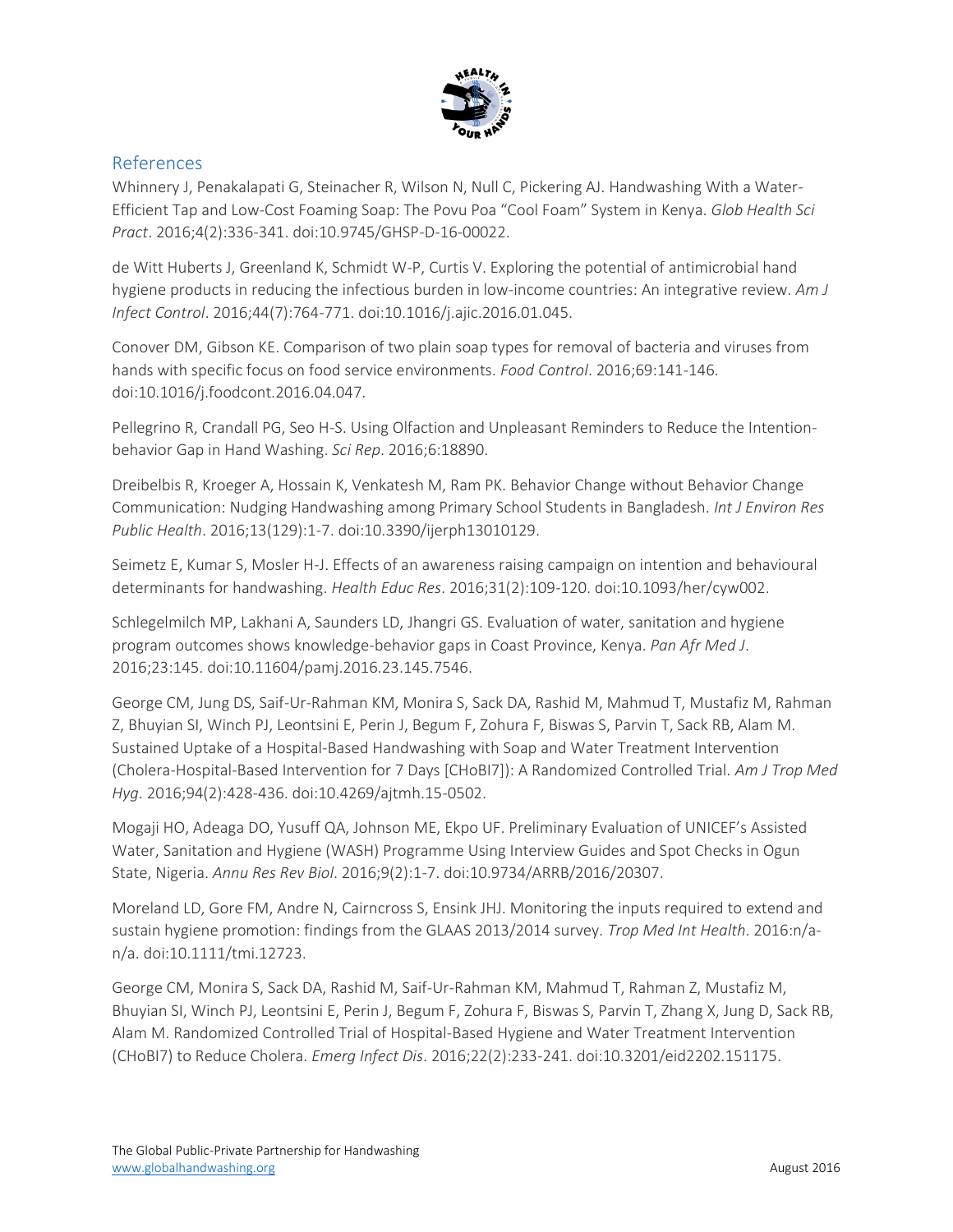## References

Whinnery J, Penakalapati G, Steinacher R, Wilson N, Null C, Pickering AJ. Handwashing With a Water-Efficient Tap and Low-Cost Foaming Soap: The Povu Poa "Cool Foam" System in Kenya. *Glob Health Sci Pract*. 2016;4(2):336-341. doi:10.9745/GHSP-D-16-00022.

de Witt Huberts J, Greenland K, Schmidt W-P, Curtis V. Exploring the potential of antimicrobial hand hygiene products in reducing the infectious burden in low-income countries: An integrative review. *Am J Infect Control*. 2016;44(7):764-771. doi:10.1016/j.ajic.2016.01.045.

Conover DM, Gibson KE. Comparison of two plain soap types for removal of bacteria and viruses from hands with specific focus on food service environments. *Food Control*. 2016;69:141-146. doi:10.1016/j.foodcont.2016.04.047.

Pellegrino R, Crandall PG, Seo H-S. Using Olfaction and Unpleasant Reminders to Reduce the Intention-behavior Gap in Hand Washing. *Sci Rep*. 2016;6:18890.

Dreibelbis R, Kroeger A, Hossain K, Venkatesh M, Ram PK. Behavior Change without Behavior Change Communication: Nudging Handwashing among Primary School Students in Bangladesh. *Int J Environ Res Public Health*. 2016;13(129):1-7. doi:10.3390/ijerph13010129.

Seimetz E, Kumar S, Mosler H-J. Effects of an awareness raising campaign on intention and behavioural determinants for handwashing. *Health Educ Res*. 2016;31(2):109-120. doi:10.1093/her/cyw002.

Schlegelmilch MP, Lakhani A, Saunders LD, Jhangri GS. Evaluation of water, sanitation and hygiene program outcomes shows knowledge-behavior gaps in Coast Province, Kenya. *Pan Afr Med J*. 2016;23:145. doi:10.11604/pamj.2016.23.145.7546.

George CM, Jung DS, Saif-Ur-Rahman KM, Monira S, Sack DA, Rashid M, Mahmud T, Mustafiz M, Rahman Z, Bhuyian SI, Winch PJ, Leontsini E, Perin J, Begum F, Zohura F, Biswas S, Parvin T, Sack RB, Alam M. Sustained Uptake of a Hospital-Based Handwashing with Soap and Water Treatment Intervention (Cholera-Hospital-Based Intervention for 7 Days [CHoBI7]): A Randomized Controlled Trial. *Am J Trop Med Hyg*. 2016;94(2):428-436. doi:10.4269/ajtmh.15-0502.

Mogaji HO, Adeaga DO, Yusuff QA, Johnson ME, Ekpo UF. Preliminary Evaluation of UNICEF's Assisted Water, Sanitation and Hygiene (WASH) Programme Using Interview Guides and Spot Checks in Ogun State, Nigeria. *Annu Res Rev Biol*. 2016;9(2):1-7. doi:10.9734/ARRB/2016/20307.

Moreland LD, Gore FM, Andre N, Cairncross S, Ensink JHJ. Monitoring the inputs required to extend and sustain hygiene promotion: findings from the GLAAS 2013/2014 survey. *Trop Med Int Health*. 2016:n/a-n/a. doi:10.1111/tmi.12723.

George CM, Monira S, Sack DA, Rashid M, Saif-Ur-Rahman KM, Mahmud T, Rahman Z, Mustafiz M, Bhuyian SI, Winch PJ, Leontsini E, Perin J, Begum F, Zohura F, Biswas S, Parvin T, Zhang X, Jung D, Sack RB, Alam M. Randomized Controlled Trial of Hospital-Based Hygiene and Water Treatment Intervention (CHoBI7) to Reduce Cholera. *Emerg Infect Dis*. 2016;22(2):233-241. doi:10.3201/eid2202.151175.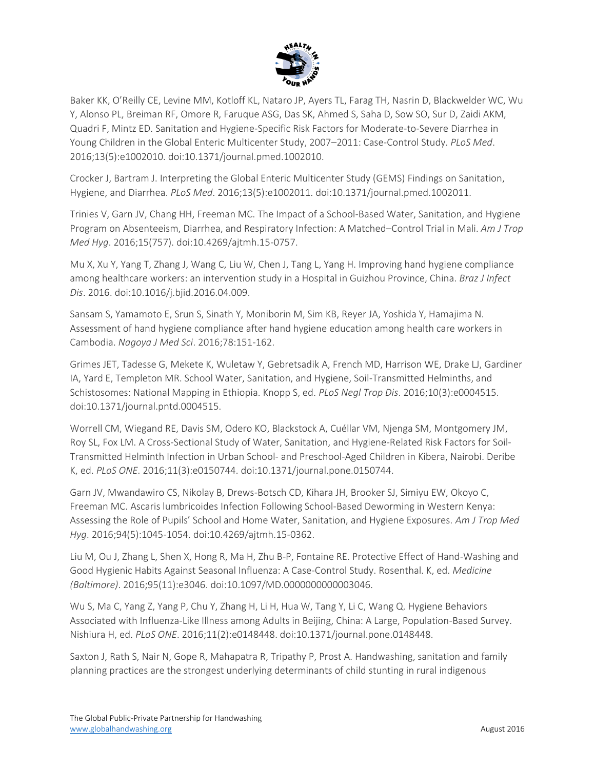Baker KK, O'Reilly CE, Levine MM, Kotloff KL, Nataro JP, Ayers TL, Farag TH, Nasrin D, Blackwelder WC, Wu Y, Alonso PL, Breiman RF, Omore R, Faruque ASG, Das SK, Ahmed S, Saha D, Sow SO, Sur D, Zaidi AKM, Quadri F, Mintz ED. Sanitation and Hygiene-Specific Risk Factors for Moderate-to-Severe Diarrhea in Young Children in the Global Enteric Multicenter Study, 2007–2011: Case-Control Study. *PLoS Med*. 2016;13(5):e1002010. doi:10.1371/journal.pmed.1002010.

Crocker J, Bartram J. Interpreting the Global Enteric Multicenter Study (GEMS) Findings on Sanitation, Hygiene, and Diarrhea. *PLoS Med*. 2016;13(5):e1002011. doi:10.1371/journal.pmed.1002011.

Trinies V, Garn JV, Chang HH, Freeman MC. The Impact of a School-Based Water, Sanitation, and Hygiene Program on Absenteeism, Diarrhea, and Respiratory Infection: A Matched–Control Trial in Mali. *Am J Trop Med Hyg*. 2016;15(757). doi:10.4269/ajtmh.15-0757.

Mu X, Xu Y, Yang T, Zhang J, Wang C, Liu W, Chen J, Tang L, Yang H. Improving hand hygiene compliance among healthcare workers: an intervention study in a Hospital in Guizhou Province, China. *Braz J Infect Dis*. 2016. doi:10.1016/j.bjid.2016.04.009.

Sansam S, Yamamoto E, Srun S, Sinath Y, Moniborin M, Sim KB, Reyer JA, Yoshida Y, Hamajima N. Assessment of hand hygiene compliance after hand hygiene education among health care workers in Cambodia. *Nagoya J Med Sci*. 2016;78:151-162.

Grimes JET, Tadesse G, Mekete K, Wuletaw Y, Gebretsadik A, French MD, Harrison WE, Drake LJ, Gardiner IA, Yard E, Templeton MR. School Water, Sanitation, and Hygiene, Soil-Transmitted Helminths, and Schistosomes: National Mapping in Ethiopia. Knopp S, ed. *PLoS Negl Trop Dis*. 2016;10(3):e0004515. doi:10.1371/journal.pntd.0004515.

Worrell CM, Wiegand RE, Davis SM, Odero KO, Blackstock A, Cuéllar VM, Njenga SM, Montgomery JM, Roy SL, Fox LM. A Cross-Sectional Study of Water, Sanitation, and Hygiene-Related Risk Factors for Soil-Transmitted Helminth Infection in Urban School- and Preschool-Aged Children in Kibera, Nairobi. Deribe K, ed. *PLoS ONE*. 2016;11(3):e0150744. doi:10.1371/journal.pone.0150744.

Garn JV, Mwandawiro CS, Nikolay B, Drews-Botsch CD, Kihara JH, Brooker SJ, Simiyu EW, Okoyo C, Freeman MC. Ascaris lumbricoides Infection Following School-Based Deworming in Western Kenya: Assessing the Role of Pupils' School and Home Water, Sanitation, and Hygiene Exposures. *Am J Trop Med Hyg*. 2016;94(5):1045-1054. doi:10.4269/ajtmh.15-0362.

Liu M, Ou J, Zhang L, Shen X, Hong R, Ma H, Zhu B-P, Fontaine RE. Protective Effect of Hand-Washing and Good Hygienic Habits Against Seasonal Influenza: A Case-Control Study. Rosenthal. K, ed. *Medicine (Baltimore)*. 2016;95(11):e3046. doi:10.1097/MD.0000000000003046.

Wu S, Ma C, Yang Z, Yang P, Chu Y, Zhang H, Li H, Hua W, Tang Y, Li C, Wang Q. Hygiene Behaviors Associated with Influenza-Like Illness among Adults in Beijing, China: A Large, Population-Based Survey. Nishiura H, ed. *PLoS ONE*. 2016;11(2):e0148448. doi:10.1371/journal.pone.0148448.

Saxton J, Rath S, Nair N, Gope R, Mahapatra R, Tripathy P, Prost A. Handwashing, sanitation and family planning practices are the strongest underlying determinants of child stunting in rural indigenous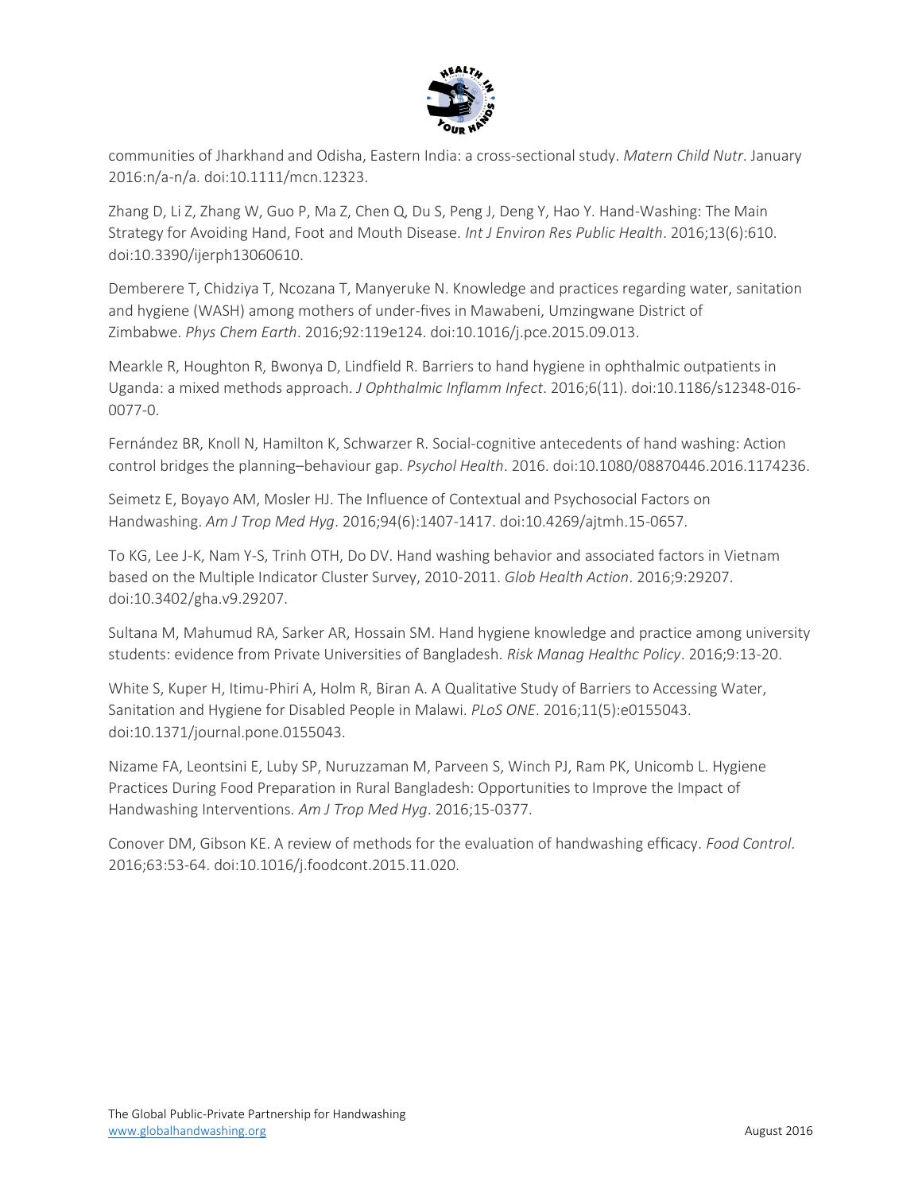communities of Jharkhand and Odisha, Eastern India: a cross-sectional study. *Matern Child Nutr*. January 2016:n/a-n/a. doi:10.1111/mcn.12323.

Zhang D, Li Z, Zhang W, Guo P, Ma Z, Chen Q, Du S, Peng J, Deng Y, Hao Y. Hand-Washing: The Main Strategy for Avoiding Hand, Foot and Mouth Disease. *Int J Environ Res Public Health*. 2016;13(6):610. doi:10.3390/ijerph13060610.

Demberere T, Chidziya T, Ncozana T, Manyeruke N. Knowledge and practices regarding water, sanitation and hygiene (WASH) among mothers of under-fives in Mawabeni, Umzingwane District of Zimbabwe. *Phys Chem Earth*. 2016;92:119e124. doi:10.1016/j.pce.2015.09.013.

Mearkle R, Houghton R, Bwonya D, Lindfield R. Barriers to hand hygiene in ophthalmic outpatients in Uganda: a mixed methods approach. *J Ophthalmic Inflamm Infect*. 2016;6(11). doi:10.1186/s12348-016-0077-0.

Fernández BR, Knoll N, Hamilton K, Schwarzer R. Social-cognitive antecedents of hand washing: Action control bridges the planning–behaviour gap. *Psychol Health*. 2016. doi:10.1080/08870446.2016.1174236.

Seimetz E, Boyayo AM, Mosler HJ. The Influence of Contextual and Psychosocial Factors on Handwashing. *Am J Trop Med Hyg*. 2016;94(6):1407-1417. doi:10.4269/ajtmh.15-0657.

To KG, Lee J-K, Nam Y-S, Trinh OTH, Do DV. Hand washing behavior and associated factors in Vietnam based on the Multiple Indicator Cluster Survey, 2010-2011. *Glob Health Action*. 2016;9:29207. doi:10.3402/gha.v9.29207.

Sultana M, Mahumud RA, Sarker AR, Hossain SM. Hand hygiene knowledge and practice among university students: evidence from Private Universities of Bangladesh. *Risk Manag Healthc Policy*. 2016;9:13-20.

White S, Kuper H, Itimu-Phiri A, Holm R, Biran A. A Qualitative Study of Barriers to Accessing Water, Sanitation and Hygiene for Disabled People in Malawi. *PLoS ONE*. 2016;11(5):e0155043. doi:10.1371/journal.pone.0155043.

Nizame FA, Leontsini E, Luby SP, Nuruzzaman M, Parveen S, Winch PJ, Ram PK, Unicomb L. Hygiene Practices During Food Preparation in Rural Bangladesh: Opportunities to Improve the Impact of Handwashing Interventions. *Am J Trop Med Hyg*. 2016;15-0377.

Conover DM, Gibson KE. A review of methods for the evaluation of handwashing efficacy. *Food Control*. 2016;63:53-64. doi:10.1016/j.foodcont.2015.11.020.